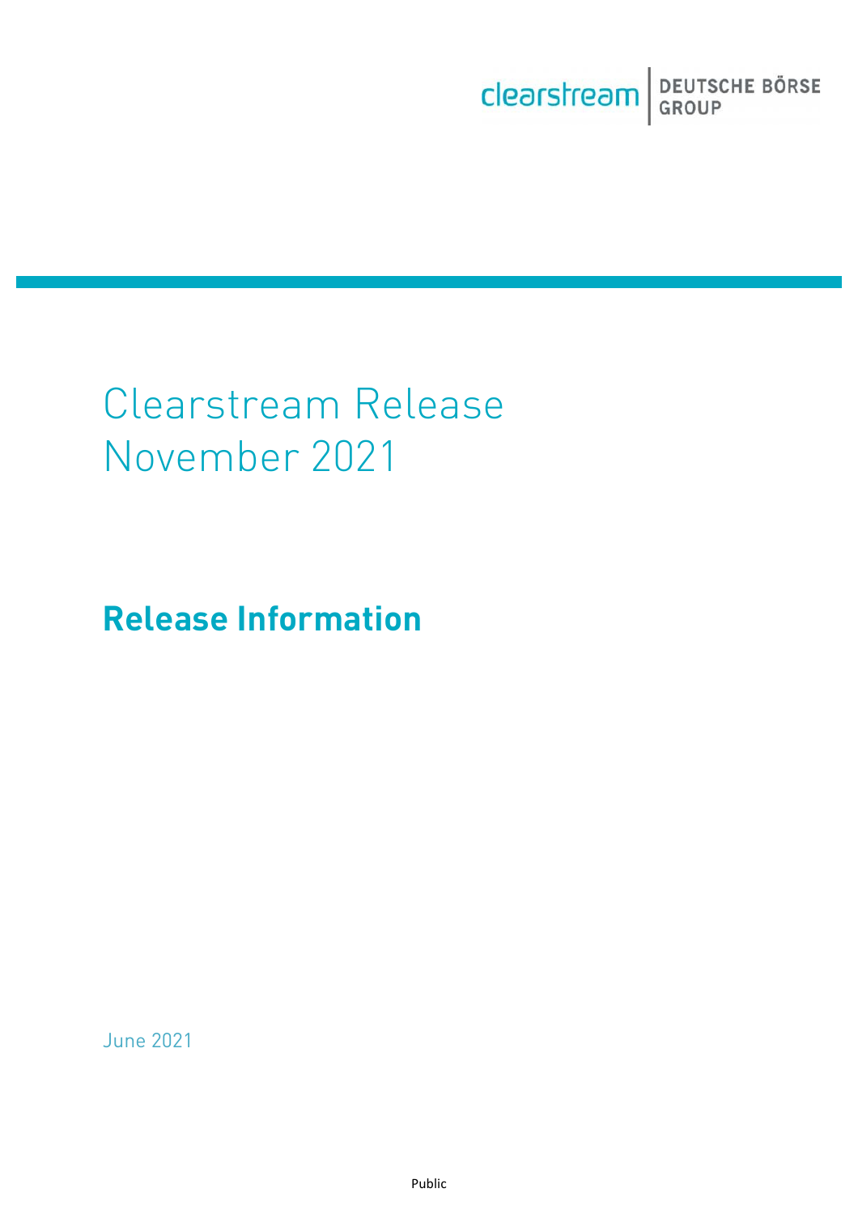# Clearstream Release November 2021

## Release Information

June 2021

Public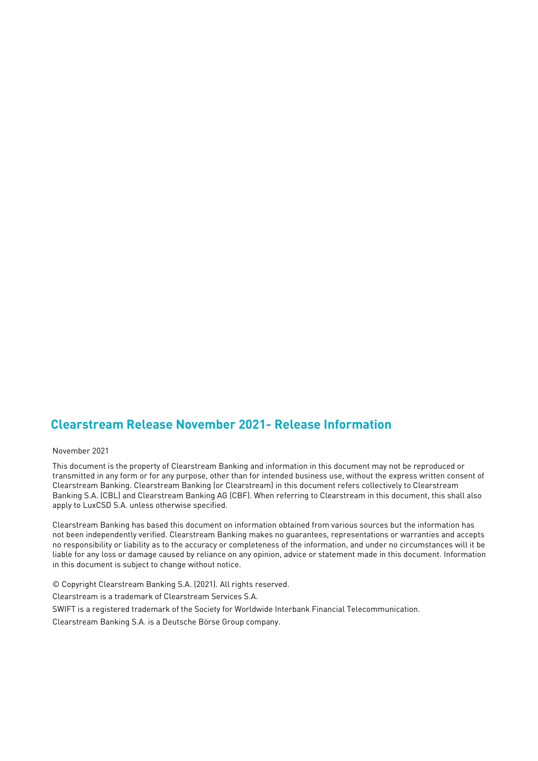## Clearstream Release November 2021- Release Information

November 2021

This document is the property of Clearstream Banking and information in this document may not be reproduced or transmitted in any form or for any purpose, other than for intended business use, without the express written consent of Clearstream Banking. Clearstream Banking (or Clearstream) in this document refers collectively to Clearstream Banking S.A. (CBL) and Clearstream Banking AG (CBF). When referring to Clearstream in this document, this shall also apply to LuxCSD S.A. unless otherwise specified.

Clearstream Banking has based this document on information obtained from various sources but the information has not been independently verified. Clearstream Banking makes no guarantees, representations or warranties and accepts no responsibility or liability as to the accuracy or completeness of the information, and under no circumstances will it be liable for any loss or damage caused by reliance on any opinion, advice or statement made in this document. Information in this document is subject to change without notice.

© Copyright Clearstream Banking S.A. (2021). All rights reserved.

Clearstream is a trademark of Clearstream Services S.A.

SWIFT is a registered trademark of the Society for Worldwide Interbank Financial Telecommunication.

Clearstream Banking S.A. is a Deutsche Börse Group company.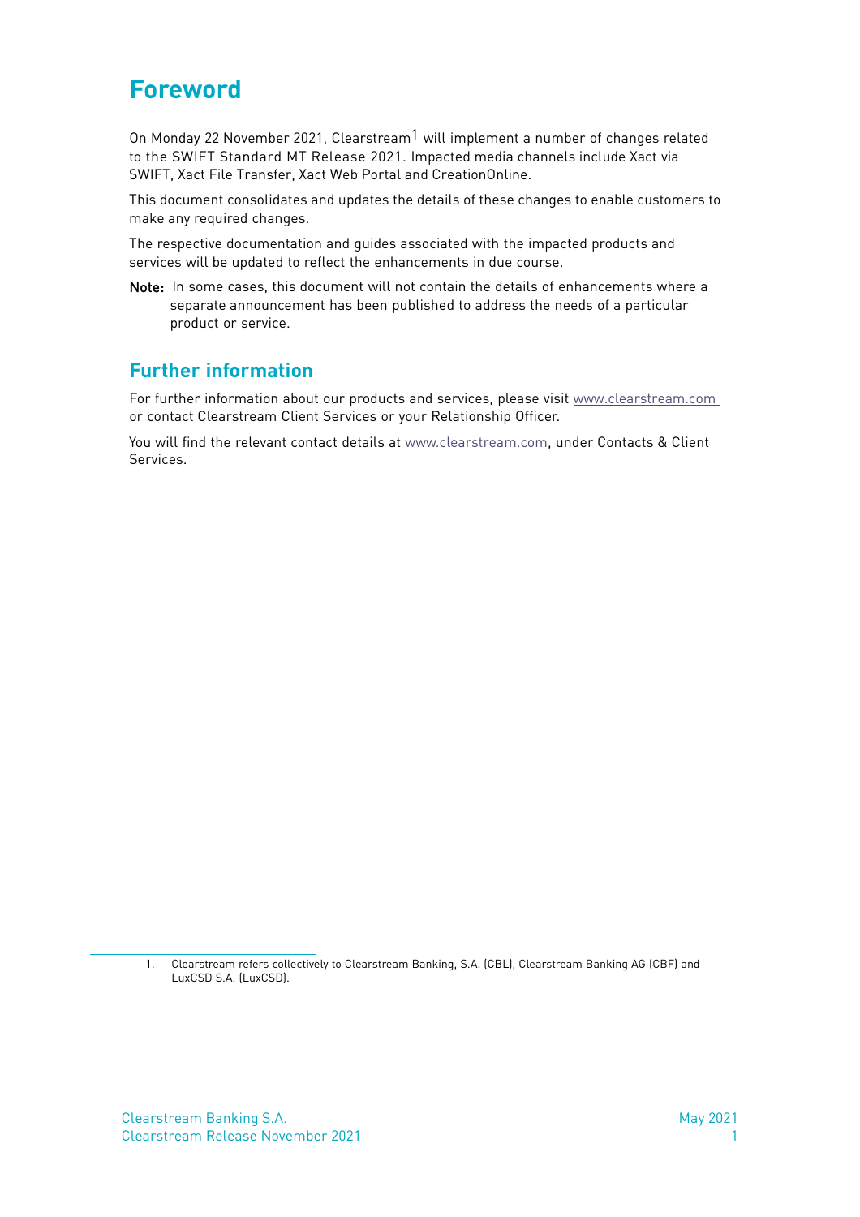# Foreword

On Monday 22 November 2021, Clearstream[1] will implement a number of changes related to the SWIFT Standard MT Release 2021. Impacted media channels include Xact via SWIFT, Xact File Transfer, Xact Web Portal and CreationOnline.

This document consolidates and updates the details of these changes to enable customers to make any required changes.

The respective documentation and guides associated with the impacted products and services will be updated to reflect the enhancements in due course.

**Note:** In some cases, this document will not contain the details of enhancements where a separate announcement has been published to address the needs of a particular product or service.

## Further information

For further information about our products and services, please visit www.clearstream.com or contact Clearstream Client Services or your Relationship Officer.

You will find the relevant contact details at www.clearstream.com, under Contacts & Client Services.

1. Clearstream refers collectively to Clearstream Banking, S.A. (CBL), Clearstream Banking AG (CBF) and LuxCSD S.A. (LuxCSD).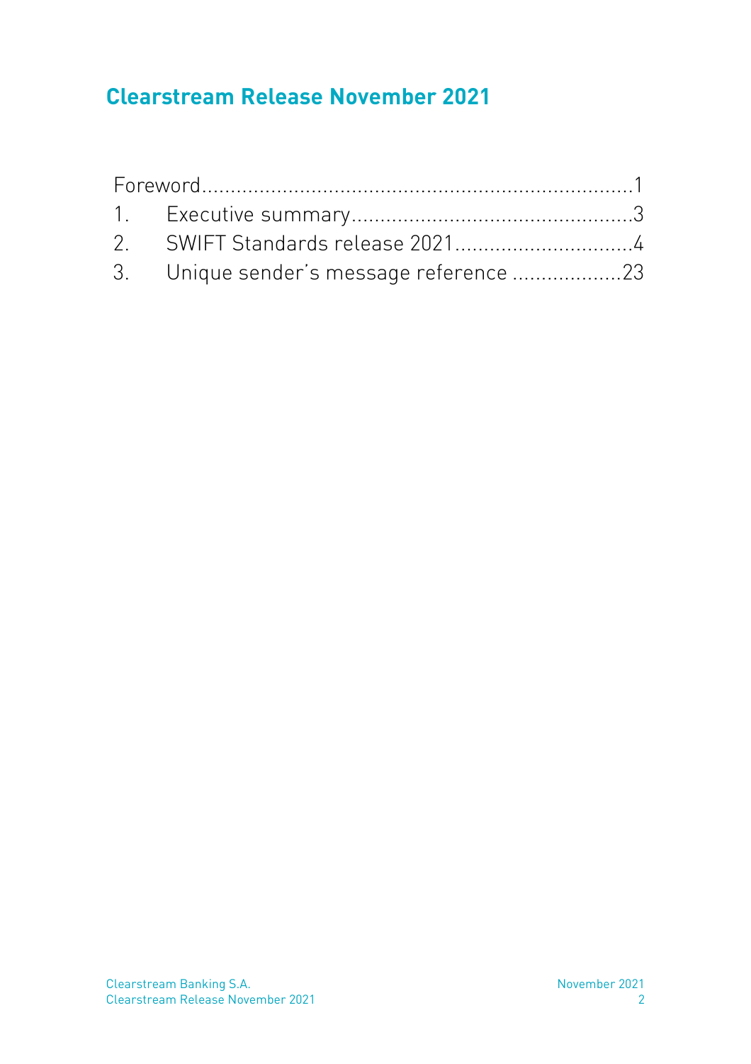# Clearstream Release November 2021

Foreword.........................................................................1
1. Executive summary................................................3
2. SWIFT Standards release 2021..............................4
3. Unique sender's message reference ..................23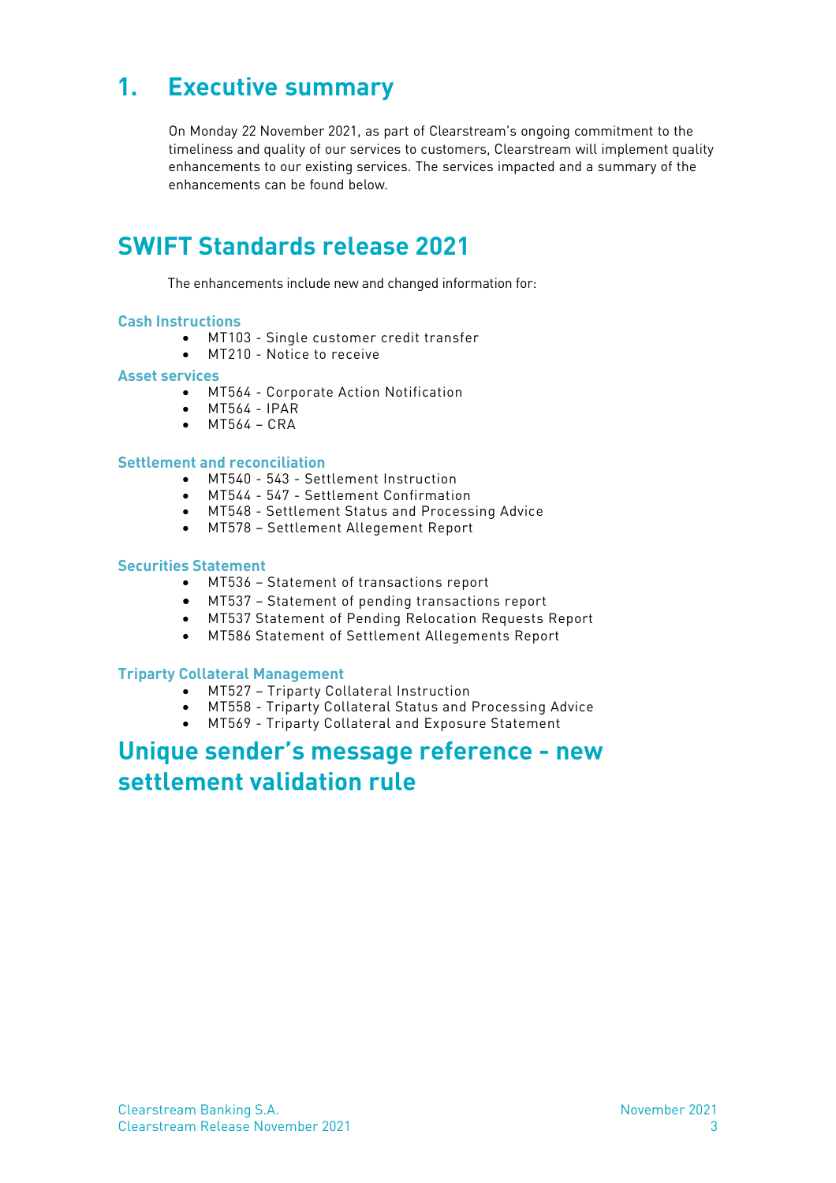# 1. Executive summary

On Monday 22 November 2021, as part of Clearstream's ongoing commitment to the timeliness and quality of our services to customers, Clearstream will implement quality enhancements to our existing services. The services impacted and a summary of the enhancements can be found below.

# SWIFT Standards release 2021

The enhancements include new and changed information for:

### Cash Instructions

- MT103 - Single customer credit transfer
- MT210 - Notice to receive

### Asset services

- MT564 - Corporate Action Notification
- MT564 - IPAR
- MT564 – CRA

### Settlement and reconciliation

- MT540 - 543 - Settlement Instruction
- MT544 - 547 - Settlement Confirmation
- MT548 - Settlement Status and Processing Advice
- MT578 – Settlement Allegement Report

### Securities Statement

- MT536 – Statement of transactions report
- MT537 – Statement of pending transactions report
- MT537 Statement of Pending Relocation Requests Report
- MT586 Statement of Settlement Allegements Report

### Triparty Collateral Management

- MT527 – Triparty Collateral Instruction
- MT558 - Triparty Collateral Status and Processing Advice
- MT569 - Triparty Collateral and Exposure Statement

# Unique sender's message reference - new settlement validation rule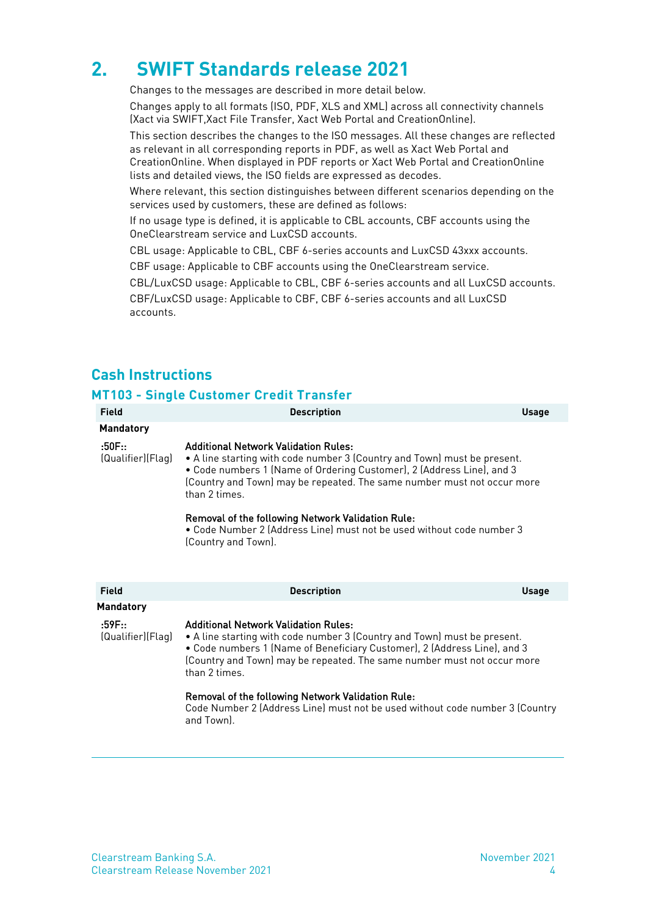# 2. SWIFT Standards release 2021

Changes to the messages are described in more detail below.

Changes apply to all formats (ISO, PDF, XLS and XML) across all connectivity channels (Xact via SWIFT,Xact File Transfer, Xact Web Portal and CreationOnline).

This section describes the changes to the ISO messages. All these changes are reflected as relevant in all corresponding reports in PDF, as well as Xact Web Portal and CreationOnline. When displayed in PDF reports or Xact Web Portal and CreationOnline lists and detailed views, the ISO fields are expressed as decodes.

Where relevant, this section distinguishes between different scenarios depending on the services used by customers, these are defined as follows:

If no usage type is defined, it is applicable to CBL accounts, CBF accounts using the OneClearstream service and LuxCSD accounts.

CBL usage: Applicable to CBL, CBF 6-series accounts and LuxCSD 43xxx accounts.

CBF usage: Applicable to CBF accounts using the OneClearstream service.

CBL/LuxCSD usage: Applicable to CBL, CBF 6-series accounts and all LuxCSD accounts.

CBF/LuxCSD usage: Applicable to CBF, CBF 6-series accounts and all LuxCSD accounts.

## Cash Instructions

### MT103 - Single Customer Credit Transfer

| Field | Description | Usage |
|---|---|---|
| **Mandatory** | | |
| :50F:: (Qualifier)(Flag) | Additional Network Validation Rules:<br>• A line starting with code number 3 (Country and Town) must be present.<br>• Code numbers 1 (Name of Ordering Customer), 2 (Address Line), and 3 (Country and Town) may be repeated. The same number must not occur more than 2 times.<br><br>Removal of the following Network Validation Rule:<br>• Code Number 2 (Address Line) must not be used without code number 3 (Country and Town). | |

| Field | Description | Usage |
|---|---|---|
| **Mandatory** | | |
| :59F:: (Qualifier)(Flag) | Additional Network Validation Rules:<br>• A line starting with code number 3 (Country and Town) must be present.<br>• Code numbers 1 (Name of Beneficiary Customer), 2 (Address Line), and 3 (Country and Town) may be repeated. The same number must not occur more than 2 times.<br><br>Removal of the following Network Validation Rule:<br>Code Number 2 (Address Line) must not be used without code number 3 (Country and Town). | |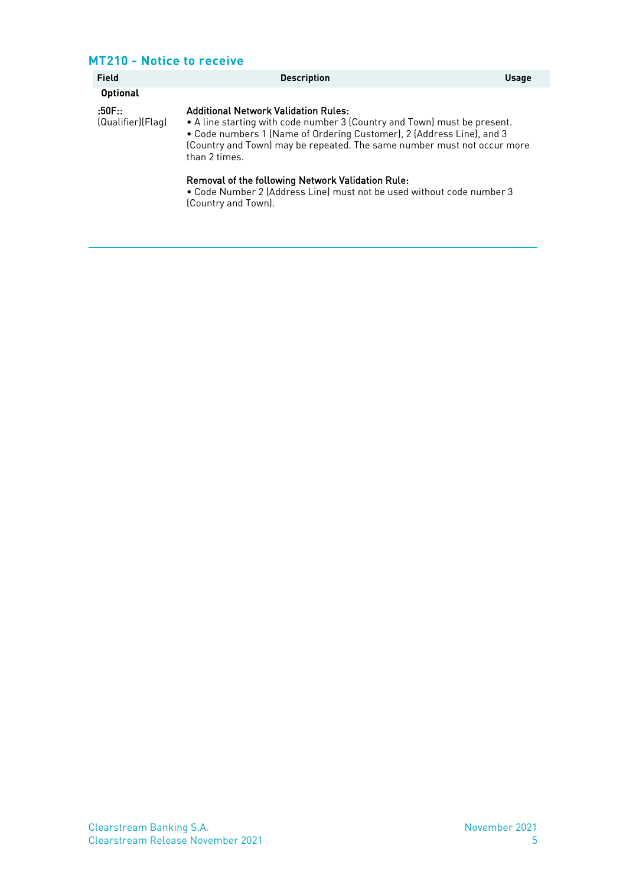## MT210 - Notice to receive

| Field | Description | Usage |
|---|---|---|
| **Optional** | | |
| :50F:: (Qualifier)(Flag) | **Additional Network Validation Rules:**<br>• A line starting with code number 3 (Country and Town) must be present.<br>• Code numbers 1 (Name of Ordering Customer), 2 (Address Line), and 3 (Country and Town) may be repeated. The same number must not occur more than 2 times.<br><br>**Removal of the following Network Validation Rule:**<br>• Code Number 2 (Address Line) must not be used without code number 3 (Country and Town). | |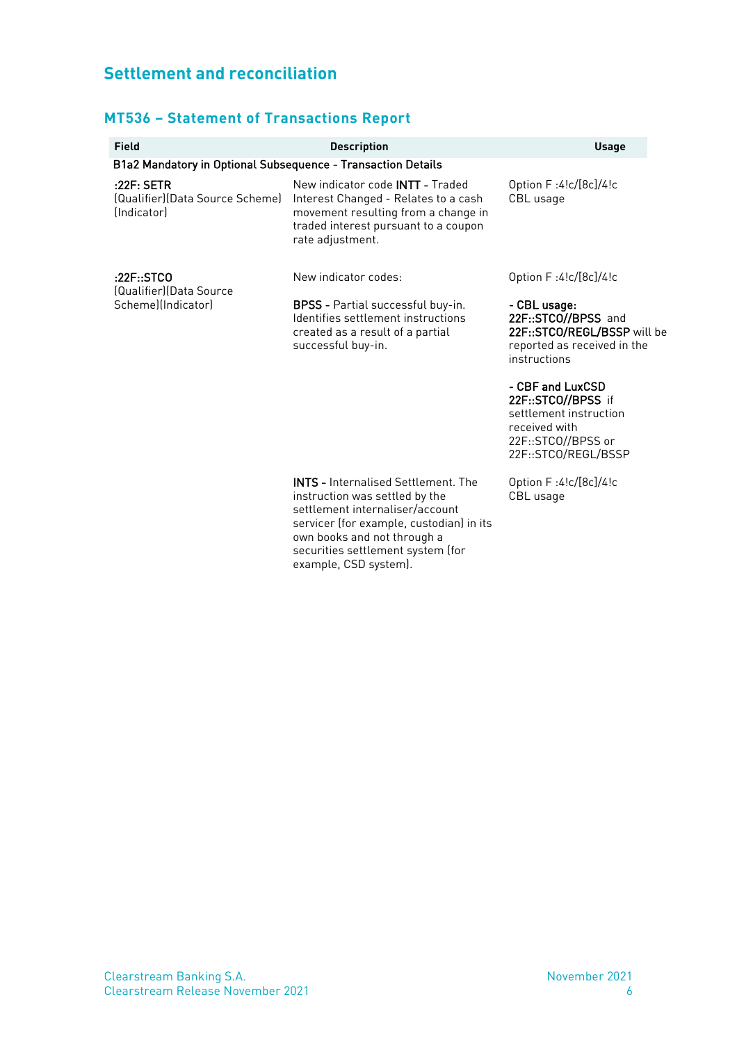## Settlement and reconciliation

### MT536 – Statement of Transactions Report

| Field | Description | Usage |
| --- | --- | --- |
| **B1a2 Mandatory in Optional Subsequence - Transaction Details** | | |
| **:22F: SETR** (Qualifier)(Data Source Scheme)(Indicator) | New indicator code **INTT** - Traded Interest Changed - Relates to a cash movement resulting from a change in traded interest pursuant to a coupon rate adjustment. | Option F :4!c/[8c]/4!c CBL usage |
| **:22F::STCO** (Qualifier)(Data Source Scheme)(Indicator) | New indicator codes:<br><br>**BPSS** - Partial successful buy-in. Identifies settlement instructions created as a result of a partial successful buy-in. | Option F :4!c/[8c]/4!c<br><br>**- CBL usage:** **22F::STCO//BPSS** and **22F::STCO/REGL/BSSP** will be reported as received in the instructions<br><br>**- CBF and LuxCSD** **22F::STCO//BPSS** if settlement instruction received with 22F::STCO//BPSS or 22F::STCO/REGL/BSSP |
| | **INTS -** Internalised Settlement. The instruction was settled by the settlement internaliser/account servicer (for example, custodian) in its own books and not through a securities settlement system (for example, CSD system). | Option F :4!c/[8c]/4!c CBL usage |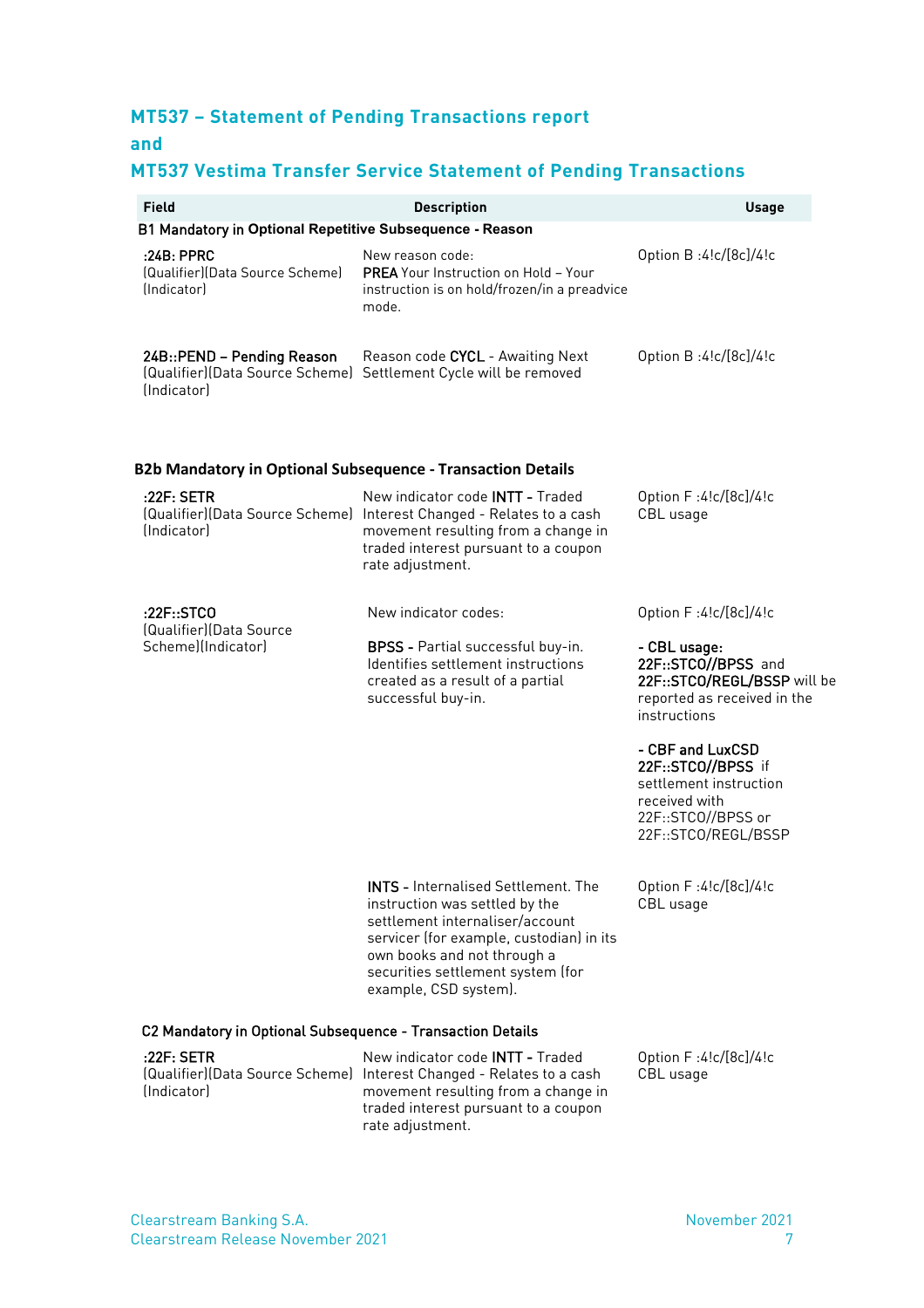## MT537 – Statement of Pending Transactions report
## and
## MT537 Vestima Transfer Service Statement of Pending Transactions

| Field | Description | Usage |
|---|---|---|
| **B1 Mandatory in Optional Repetitive Subsequence - Reason** | | |
| **:24B: PPRC** (Qualifier)(Data Source Scheme) (Indicator) | New reason code: **PREA** Your Instruction on Hold – Your instruction is on hold/frozen/in a preadvice mode. | Option B :4!c/[8c]/4!c |
| **24B::PEND – Pending Reason** (Qualifier)(Data Source Scheme) (Indicator) | Reason code **CYCL** - Awaiting Next Settlement Cycle will be removed | Option B :4!c/[8c]/4!c |
| **B2b Mandatory in Optional Subsequence - Transaction Details** | | |
| **:22F: SETR** (Qualifier)(Data Source Scheme) (Indicator) | New indicator code **INTT -** Traded Interest Changed - Relates to a cash movement resulting from a change in traded interest pursuant to a coupon rate adjustment. | Option F :4!c/[8c]/4!c CBL usage |
| **:22F::STCO** (Qualifier)(Data Source Scheme)(Indicator) | New indicator codes:<br><br>**BPSS -** Partial successful buy-in. Identifies settlement instructions created as a result of a partial successful buy-in. | Option F :4!c/[8c]/4!c<br><br>**- CBL usage:** **22F::STCO//BPSS** and **22F::STCO/REGL/BSSP** will be reported as received in the instructions<br><br>**- CBF and LuxCSD** **22F::STCO//BPSS** if settlement instruction received with 22F::STCO//BPSS or 22F::STCO/REGL/BSSP |
| | **INTS -** Internalised Settlement. The instruction was settled by the settlement internaliser/account servicer (for example, custodian) in its own books and not through a securities settlement system (for example, CSD system). | Option F :4!c/[8c]/4!c CBL usage |
| **C2 Mandatory in Optional Subsequence - Transaction Details** | | |
| **:22F: SETR** (Qualifier)(Data Source Scheme) (Indicator) | New indicator code **INTT -** Traded Interest Changed - Relates to a cash movement resulting from a change in traded interest pursuant to a coupon rate adjustment. | Option F :4!c/[8c]/4!c CBL usage |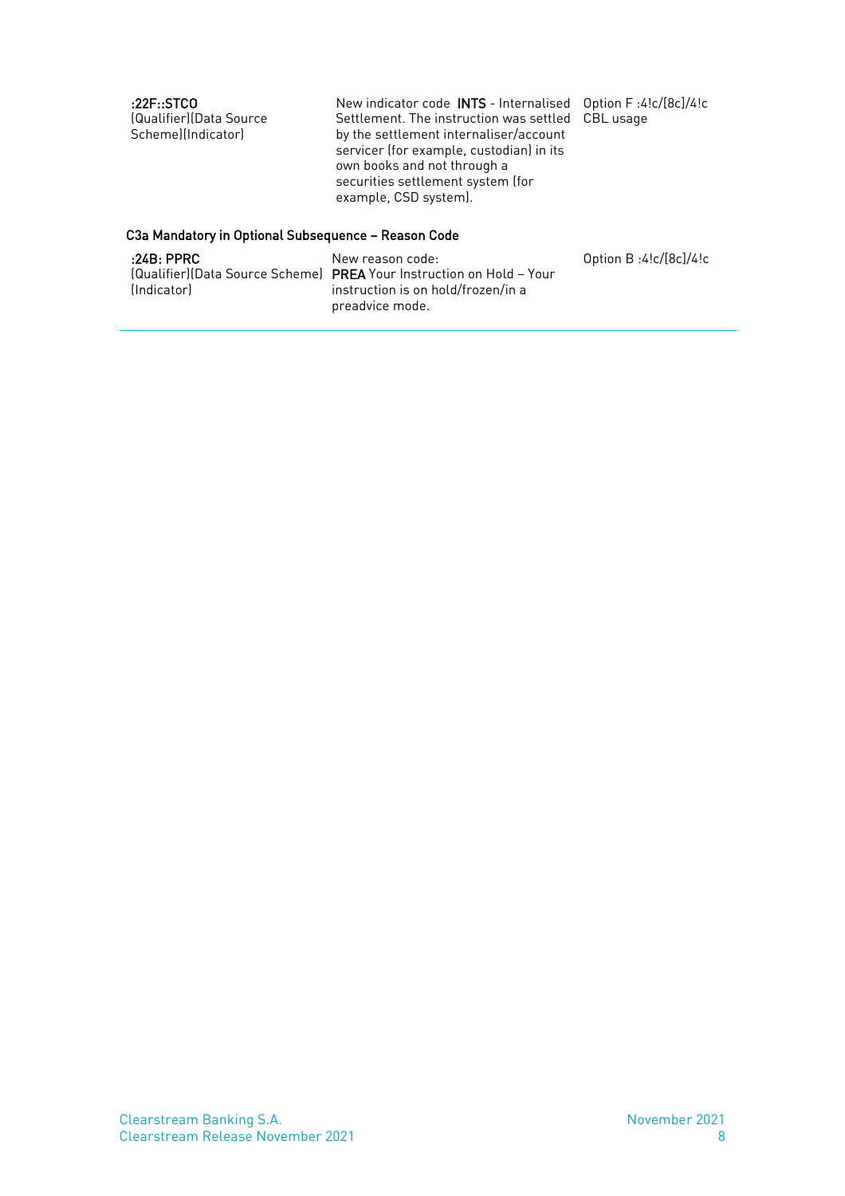| | | |
|---|---|---|
| **:22F::STCO**<br>(Qualifier)(Data Source Scheme)(Indicator) | New indicator code **INTS** - Internalised Settlement. The instruction was settled by the settlement internaliser/account servicer (for example, custodian) in its own books and not through a securities settlement system (for example, CSD system). | Option F :4!c/[8c]/4!c<br>CBL usage |

**C3a Mandatory in Optional Subsequence – Reason Code**

| | | |
|---|---|---|
| **:24B: PPRC**<br>(Qualifier)(Data Source Scheme)(Indicator) | New reason code:<br>**PREA** Your Instruction on Hold – Your instruction is on hold/frozen/in a preadvice mode. | Option B :4!c/[8c]/4!c |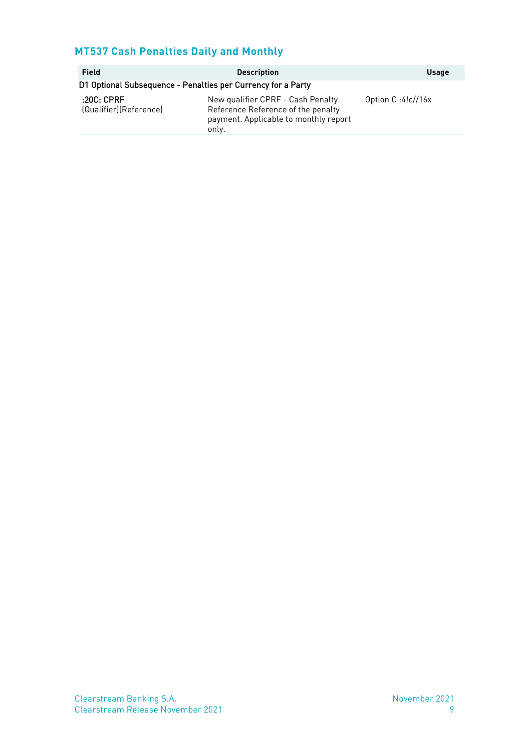## MT537 Cash Penalties Daily and Monthly

| Field | Description | Usage |
|---|---|---|
| **D1 Optional Subsequence - Penalties per Currency for a Party** | | |
| **:20C: CPRF** (Qualifier)(Reference) | New qualifier CPRF - Cash Penalty Reference Reference of the penalty payment. Applicable to monthly report only. | Option C :4!c//16x |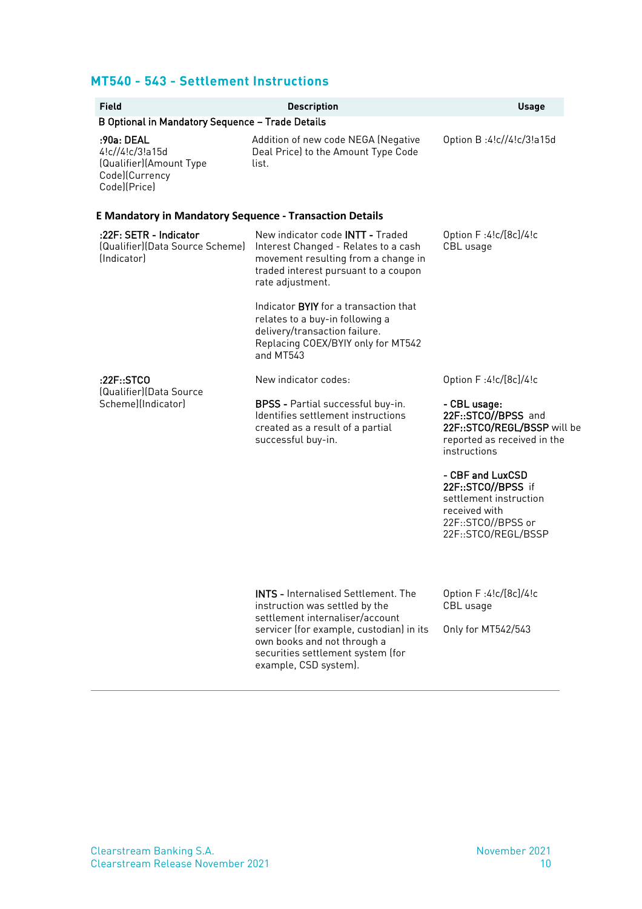## MT540 - 543 - Settlement Instructions

| Field | Description | Usage |
|---|---|---|
| **B Optional in Mandatory Sequence – Trade Details** | | |
| **:90a: DEAL** 4!c//4!c/3!a15d (Qualifier)(Amount Type Code)(Currency Code)(Price) | Addition of new code NEGA (Negative Deal Price) to the Amount Type Code list. | Option B :4!c//4!c/3!a15d |
| **E Mandatory in Mandatory Sequence - Transaction Details** | | |
| **:22F: SETR - Indicator** (Qualifier)(Data Source Scheme)(Indicator) | New indicator code **INTT -** Traded Interest Changed - Relates to a cash movement resulting from a change in traded interest pursuant to a coupon rate adjustment.<br><br>Indicator **BYIY** for a transaction that relates to a buy-in following a delivery/transaction failure. Replacing COEX/BYIY only for MT542 and MT543 | Option F :4!c/[8c]/4!c CBL usage |
| **:22F::STCO** (Qualifier)(Data Source Scheme)(Indicator) | New indicator codes:<br><br>**BPSS -** Partial successful buy-in. Identifies settlement instructions created as a result of a partial successful buy-in. | Option F :4!c/[8c]/4!c<br><br>**- CBL usage: 22F::STCO//BPSS** and **22F::STCO/REGL/BSSP** will be reported as received in the instructions<br><br>**- CBF and LuxCSD 22F::STCO//BPSS** if settlement instruction received with 22F::STCO//BPSS or 22F::STCO/REGL/BSSP |
| | **INTS -** Internalised Settlement. The instruction was settled by the settlement internaliser/account servicer (for example, custodian) in its own books and not through a securities settlement system (for example, CSD system). | Option F :4!c/[8c]/4!c CBL usage<br><br>Only for MT542/543 |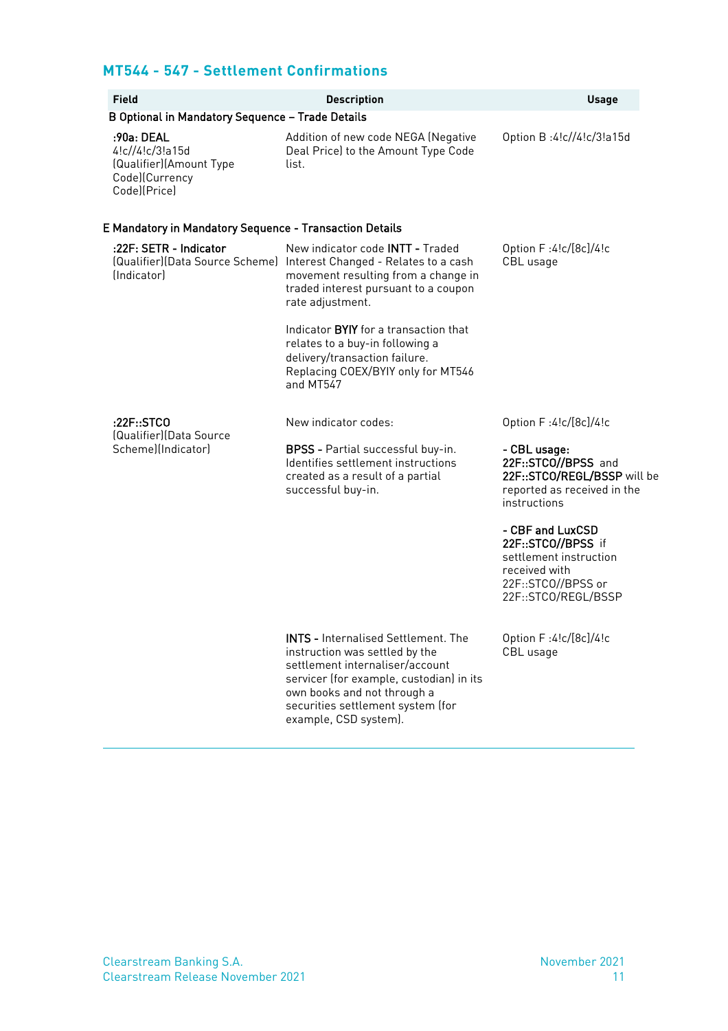## MT544 - 547 - Settlement Confirmations

| Field | Description | Usage |
|---|---|---|
| **B Optional in Mandatory Sequence – Trade Details** | | |
| **:90a: DEAL** 4!c//4!c/3!a15d (Qualifier)(Amount Type Code)(Currency Code)(Price) | Addition of new code NEGA (Negative Deal Price) to the Amount Type Code list. | Option B :4!c//4!c/3!a15d |
| **E Mandatory in Mandatory Sequence - Transaction Details** | | |
| **:22F: SETR - Indicator** (Qualifier)(Data Source Scheme)(Indicator) | New indicator code **INTT -** Traded Interest Changed - Relates to a cash movement resulting from a change in traded interest pursuant to a coupon rate adjustment.<br><br>Indicator **BYIY** for a transaction that relates to a buy-in following a delivery/transaction failure. Replacing COEX/BYIY only for MT546 and MT547 | Option F :4!c/[8c]/4!c CBL usage |
| **:22F::STCO** (Qualifier)(Data Source Scheme)(Indicator) | New indicator codes:<br><br>**BPSS -** Partial successful buy-in. Identifies settlement instructions created as a result of a partial successful buy-in. | Option F :4!c/[8c]/4!c<br><br>**- CBL usage:** **22F::STCO//BPSS** and **22F::STCO/REGL/BSSP** will be reported as received in the instructions<br><br>**- CBF and LuxCSD** **22F::STCO//BPSS** if settlement instruction received with 22F::STCO//BPSS or 22F::STCO/REGL/BSSP |
| | **INTS -** Internalised Settlement. The instruction was settled by the settlement internaliser/account servicer (for example, custodian) in its own books and not through a securities settlement system (for example, CSD system). | Option F :4!c/[8c]/4!c CBL usage |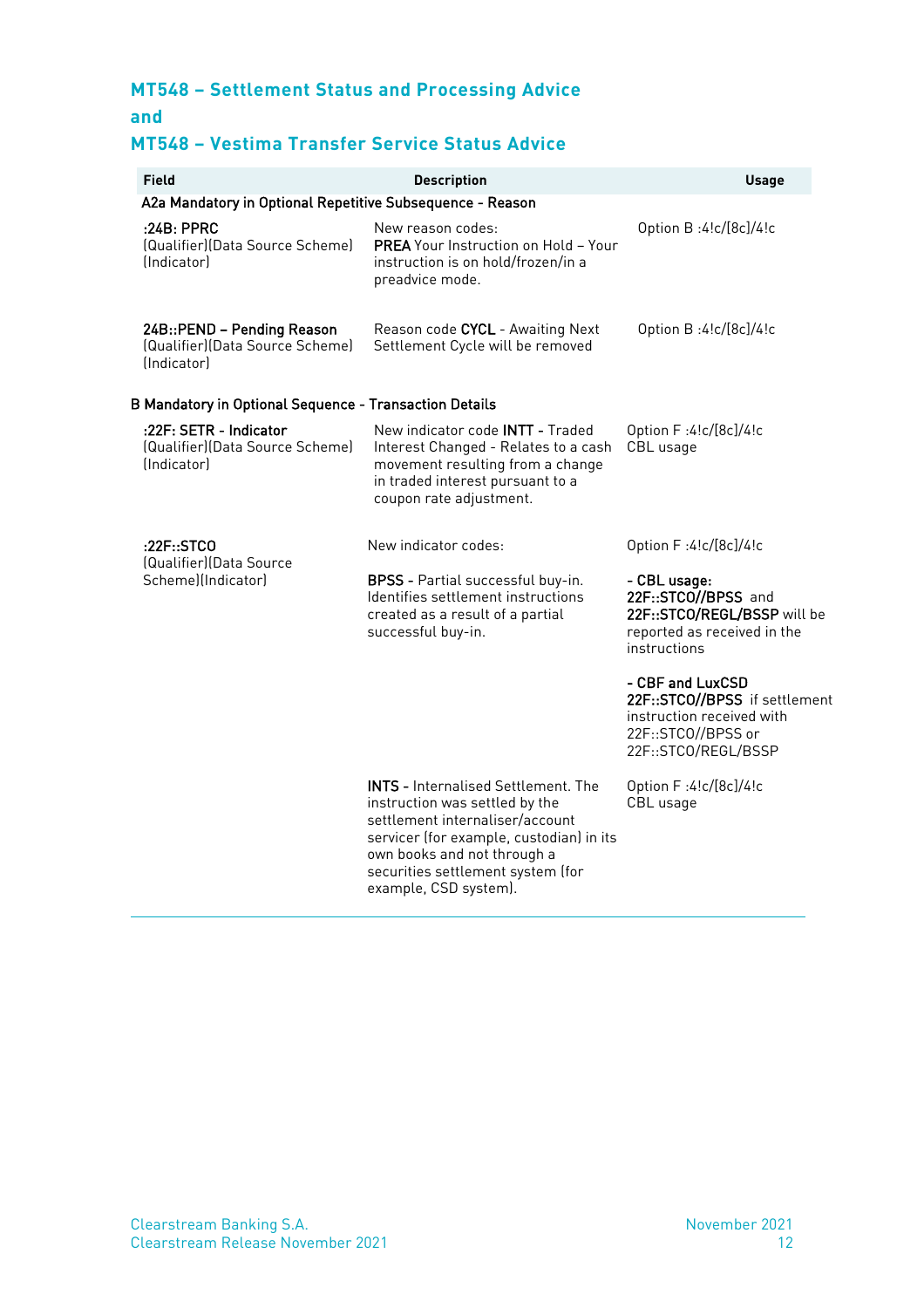## MT548 – Settlement Status and Processing Advice
## and
## MT548 – Vestima Transfer Service Status Advice

| Field | Description | Usage |
|---|---|---|
| **A2a Mandatory in Optional Repetitive Subsequence - Reason** | | |
| **:24B: PPRC** (Qualifier)(Data Source Scheme)(Indicator) | New reason codes: **PREA** Your Instruction on Hold – Your instruction is on hold/frozen/in a preadvice mode. | Option B :4!c/[8c]/4!c |
| **24B::PEND – Pending Reason** (Qualifier)(Data Source Scheme)(Indicator) | Reason code **CYCL** - Awaiting Next Settlement Cycle will be removed | Option B :4!c/[8c]/4!c |
| **B Mandatory in Optional Sequence - Transaction Details** | | |
| **:22F: SETR - Indicator** (Qualifier)(Data Source Scheme)(Indicator) | New indicator code **INTT** - Traded Interest Changed - Relates to a cash movement resulting from a change in traded interest pursuant to a coupon rate adjustment. | Option F :4!c/[8c]/4!c CBL usage |
| **:22F::STCO** (Qualifier)(Data Source Scheme)(Indicator) | New indicator codes:<br><br>**BPSS** - Partial successful buy-in. Identifies settlement instructions created as a result of a partial successful buy-in. | Option F :4!c/[8c]/4!c<br><br>**- CBL usage:** **22F::STCO//BPSS** and **22F::STCO/REGL/BSSP** will be reported as received in the instructions<br><br>**- CBF and LuxCSD** **22F::STCO//BPSS** if settlement instruction received with 22F::STCO//BPSS or 22F::STCO/REGL/BSSP |
| | **INTS** - Internalised Settlement. The instruction was settled by the settlement internaliser/account servicer (for example, custodian) in its own books and not through a securities settlement system (for example, CSD system). | Option F :4!c/[8c]/4!c CBL usage |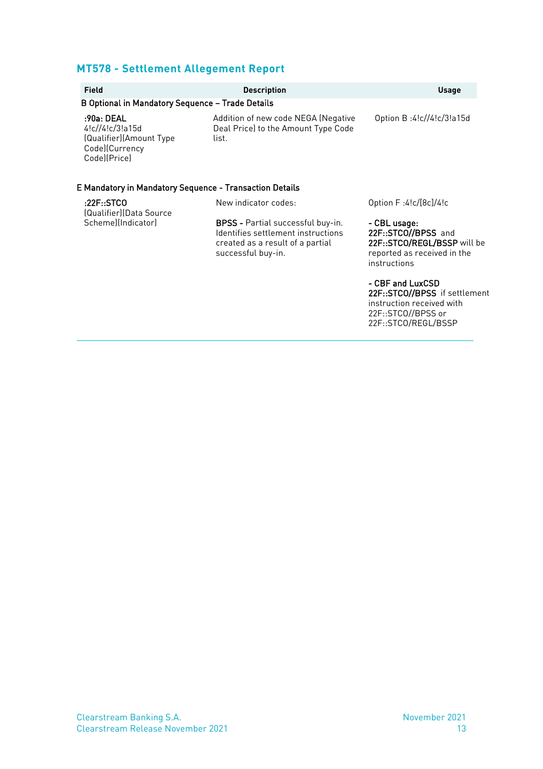## MT578 - Settlement Allegement Report

| Field | Description | Usage |
|---|---|---|
| **B Optional in Mandatory Sequence – Trade Details** | | |
| **:90a: DEAL** 4!c//4!c/3!a15d (Qualifier)(Amount Type Code)(Currency Code)(Price) | Addition of new code NEGA (Negative Deal Price) to the Amount Type Code list. | Option B :4!c//4!c/3!a15d |
| **E Mandatory in Mandatory Sequence - Transaction Details** | | |
| **:22F::STCO** (Qualifier)(Data Source Scheme)(Indicator) | New indicator codes:<br><br>**BPSS -** Partial successful buy-in. Identifies settlement instructions created as a result of a partial successful buy-in. | Option F :4!c/[8c]/4!c<br><br>**- CBL usage:**<br>**22F::STCO//BPSS** and **22F::STCO/REGL/BSSP** will be reported as received in the instructions<br><br>**- CBF and LuxCSD**<br>**22F::STCO//BPSS** if settlement instruction received with 22F::STCO//BPSS or 22F::STCO/REGL/BSSP |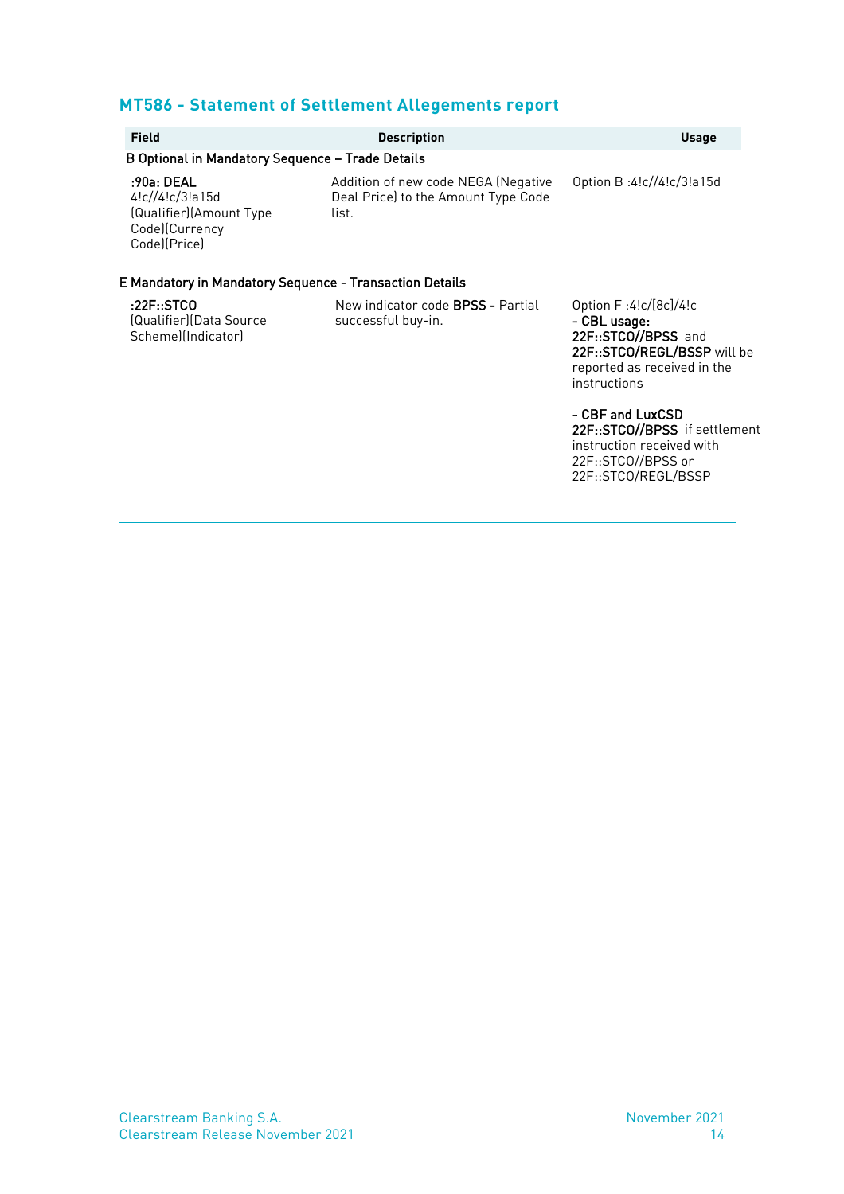## MT586 - Statement of Settlement Allegements report

| Field | Description | Usage |
|---|---|---|
| **B Optional in Mandatory Sequence – Trade Details** | | |
| **:90a: DEAL** 4!c//4!c/3!a15d (Qualifier)(Amount Type Code)(Currency Code)(Price) | Addition of new code NEGA (Negative Deal Price) to the Amount Type Code list. | Option B :4!c//4!c/3!a15d |
| **E Mandatory in Mandatory Sequence - Transaction Details** | | |
| **:22F::STCO** (Qualifier)(Data Source Scheme)(Indicator) | New indicator code **BPSS -** Partial successful buy-in. | Option F :4!c/[8c]/4!c<br>**- CBL usage:**<br>**22F::STCO//BPSS** and **22F::STCO/REGL/BSSP** will be reported as received in the instructions<br><br>**- CBF and LuxCSD**<br>**22F::STCO//BPSS** if settlement instruction received with 22F::STCO//BPSS or 22F::STCO/REGL/BSSP |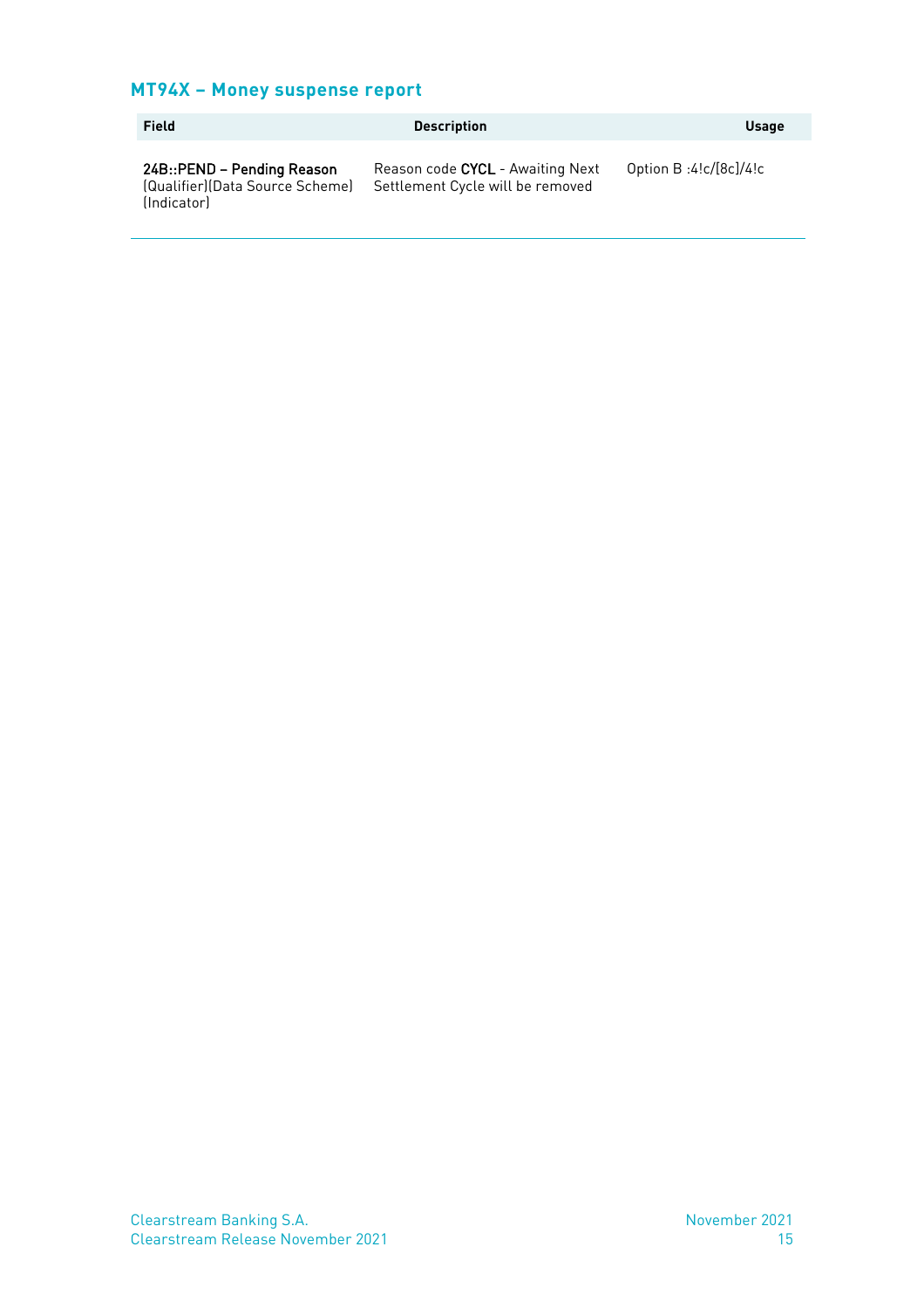## MT94X – Money suspense report

| Field | Description | Usage |
|---|---|---|
| **24B::PEND – Pending Reason** (Qualifier)(Data Source Scheme)(Indicator) | Reason code **CYCL** - Awaiting Next Settlement Cycle will be removed | Option B :4!c/[8c]/4!c |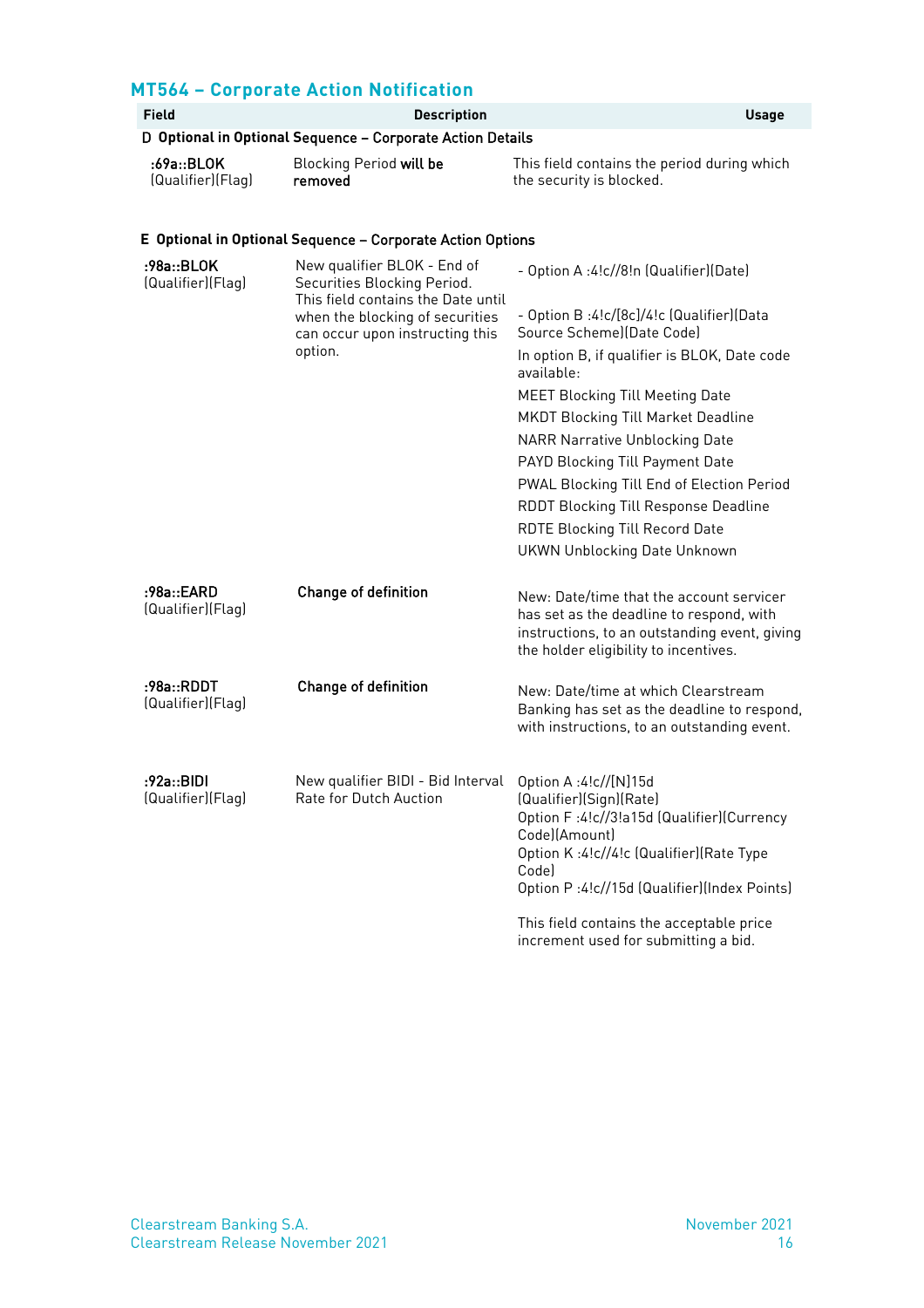## MT564 – Corporate Action Notification

| Field | Description | Usage |
|---|---|---|
| **D Optional in Optional Sequence – Corporate Action Details** | | |
| **:69a::BLOK** (Qualifier)(Flag) | Blocking Period **will be removed** | This field contains the period during which the security is blocked. |
| **E Optional in Optional Sequence – Corporate Action Options** | | |
| **:98a::BLOK** (Qualifier)(Flag) | New qualifier BLOK - End of Securities Blocking Period. This field contains the Date until when the blocking of securities can occur upon instructing this option. | - Option A :4!c//8!n (Qualifier)(Date)<br><br>- Option B :4!c/[8c]/4!c (Qualifier)(Data Source Scheme)(Date Code)<br>In option B, if qualifier is BLOK, Date code available:<br>MEET Blocking Till Meeting Date<br>MKDT Blocking Till Market Deadline<br>NARR Narrative Unblocking Date<br>PAYD Blocking Till Payment Date<br>PWAL Blocking Till End of Election Period<br>RDDT Blocking Till Response Deadline<br>RDTE Blocking Till Record Date<br>UKWN Unblocking Date Unknown |
| **:98a::EARD** (Qualifier)(Flag) | **Change of definition** | New: Date/time that the account servicer has set as the deadline to respond, with instructions, to an outstanding event, giving the holder eligibility to incentives. |
| **:98a::RDDT** (Qualifier)(Flag) | **Change of definition** | New: Date/time at which Clearstream Banking has set as the deadline to respond, with instructions, to an outstanding event. |
| **:92a::BIDI** (Qualifier)(Flag) | New qualifier BIDI - Bid Interval Rate for Dutch Auction | Option A :4!c//[N]15d (Qualifier)(Sign)(Rate)<br>Option F :4!c//3!a15d (Qualifier)(Currency Code)(Amount)<br>Option K :4!c//4!c (Qualifier)(Rate Type Code)<br>Option P :4!c//15d (Qualifier)(Index Points)<br><br>This field contains the acceptable price increment used for submitting a bid. |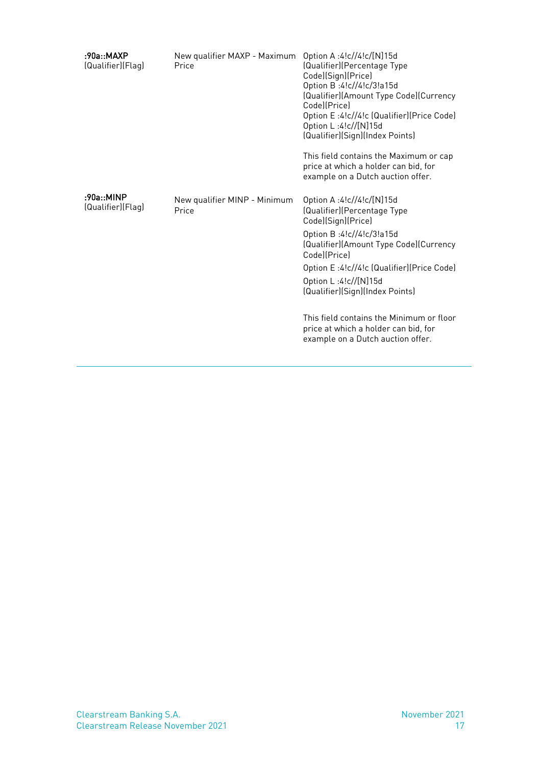| | | |
|---|---|---|
| **:90a::MAXP** (Qualifier)(Flag) | New qualifier MAXP - Maximum Price | Option A :4!c//4!c/[N]15d (Qualifier)(Percentage Type Code)(Sign)(Price)<br>Option B :4!c//4!c/3!a15d (Qualifier)(Amount Type Code)(Currency Code)(Price)<br>Option E :4!c//4!c (Qualifier)(Price Code)<br>Option L :4!c//[N]15d (Qualifier)(Sign)(Index Points)<br><br>This field contains the Maximum or cap price at which a holder can bid, for example on a Dutch auction offer. |
| **:90a::MINP** (Qualifier)(Flag) | New qualifier MINP - Minimum Price | Option A :4!c//4!c/[N]15d (Qualifier)(Percentage Type Code)(Sign)(Price)<br>Option B :4!c//4!c/3!a15d (Qualifier)(Amount Type Code)(Currency Code)(Price)<br>Option E :4!c//4!c (Qualifier)(Price Code)<br>Option L :4!c//[N]15d (Qualifier)(Sign)(Index Points)<br><br>This field contains the Minimum or floor price at which a holder can bid, for example on a Dutch auction offer. |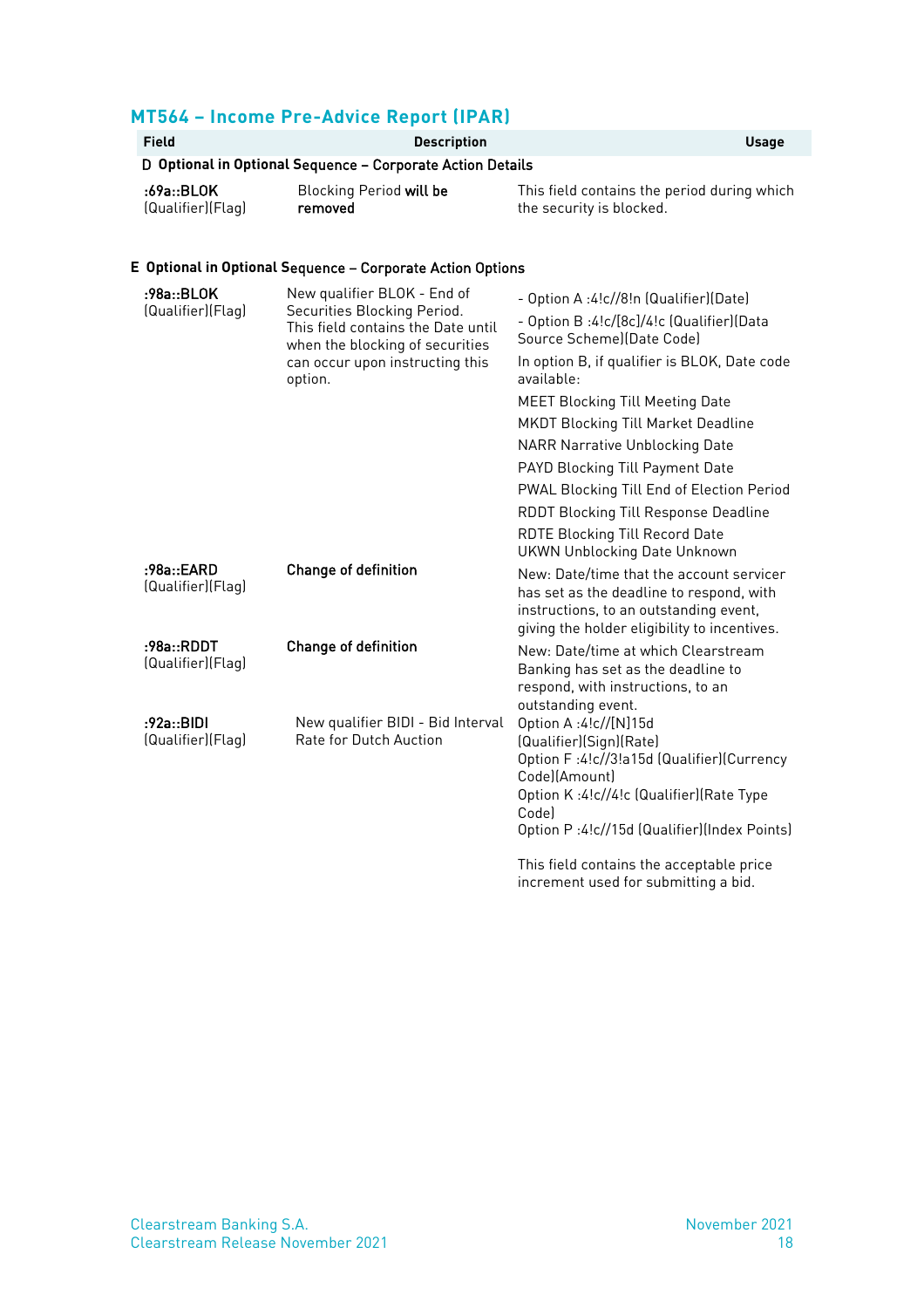## MT564 – Income Pre-Advice Report (IPAR)

| Field | Description | Usage |
|---|---|---|
| **D Optional in Optional Sequence – Corporate Action Details** | | |
| **:69a::BLOK** (Qualifier)(Flag) | Blocking Period **will be removed** | This field contains the period during which the security is blocked. |
| **E Optional in Optional Sequence – Corporate Action Options** | | |
| **:98a::BLOK** (Qualifier)(Flag) | New qualifier BLOK - End of Securities Blocking Period. This field contains the Date until when the blocking of securities can occur upon instructing this option. | - Option A :4!c//8!n (Qualifier)(Date)<br>- Option B :4!c/[8c]/4!c (Qualifier)(Data Source Scheme)(Date Code)<br>In option B, if qualifier is BLOK, Date code available:<br>MEET Blocking Till Meeting Date<br>MKDT Blocking Till Market Deadline<br>NARR Narrative Unblocking Date<br>PAYD Blocking Till Payment Date<br>PWAL Blocking Till End of Election Period<br>RDDT Blocking Till Response Deadline<br>RDTE Blocking Till Record Date<br>UKWN Unblocking Date Unknown |
| **:98a::EARD** (Qualifier)(Flag) | **Change of definition** | New: Date/time that the account servicer has set as the deadline to respond, with instructions, to an outstanding event, giving the holder eligibility to incentives. |
| **:98a::RDDT** (Qualifier)(Flag) | **Change of definition** | New: Date/time at which Clearstream Banking has set as the deadline to respond, with instructions, to an outstanding event. |
| **:92a::BIDI** (Qualifier)(Flag) | New qualifier BIDI - Bid Interval Rate for Dutch Auction | Option A :4!c//[N]15d (Qualifier)(Sign)(Rate)<br>Option F :4!c//3!a15d (Qualifier)(Currency Code)(Amount)<br>Option K :4!c//4!c (Qualifier)(Rate Type Code)<br>Option P :4!c//15d (Qualifier)(Index Points)<br><br>This field contains the acceptable price increment used for submitting a bid. |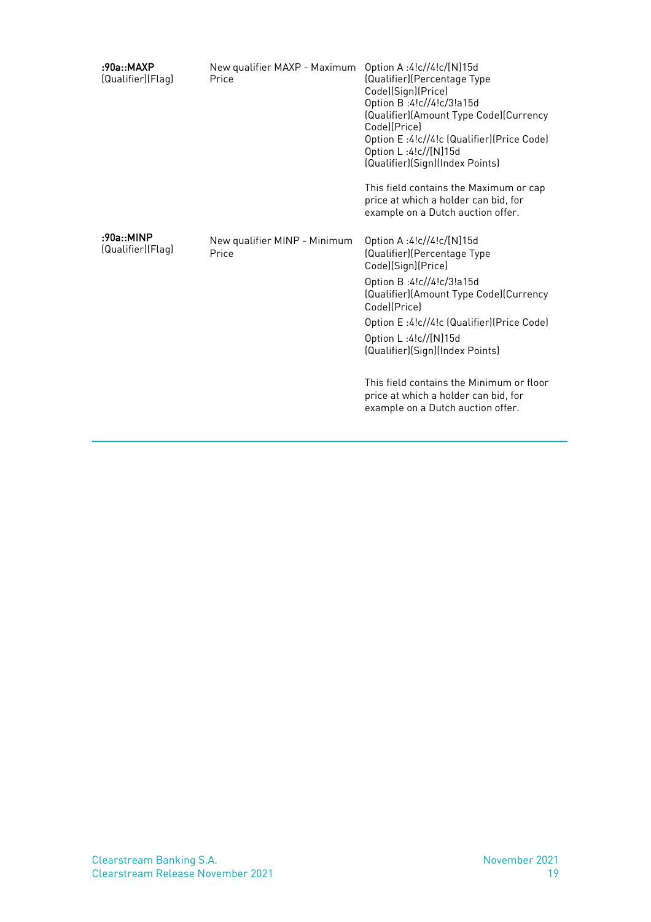| | | |
|---|---|---|
| **:90a::MAXP** (Qualifier)(Flag) | New qualifier MAXP - Maximum Price | Option A :4!c//4!c/[N]15d (Qualifier)(Percentage Type Code)(Sign)(Price)<br>Option B :4!c//4!c/3!a15d (Qualifier)(Amount Type Code)(Currency Code)(Price)<br>Option E :4!c//4!c (Qualifier)(Price Code)<br>Option L :4!c//[N]15d (Qualifier)(Sign)(Index Points)<br><br>This field contains the Maximum or cap price at which a holder can bid, for example on a Dutch auction offer. |
| **:90a::MINP** (Qualifier)(Flag) | New qualifier MINP - Minimum Price | Option A :4!c//4!c/[N]15d (Qualifier)(Percentage Type Code)(Sign)(Price)<br>Option B :4!c//4!c/3!a15d (Qualifier)(Amount Type Code)(Currency Code)(Price)<br>Option E :4!c//4!c (Qualifier)(Price Code)<br>Option L :4!c//[N]15d (Qualifier)(Sign)(Index Points)<br><br>This field contains the Minimum or floor price at which a holder can bid, for example on a Dutch auction offer. |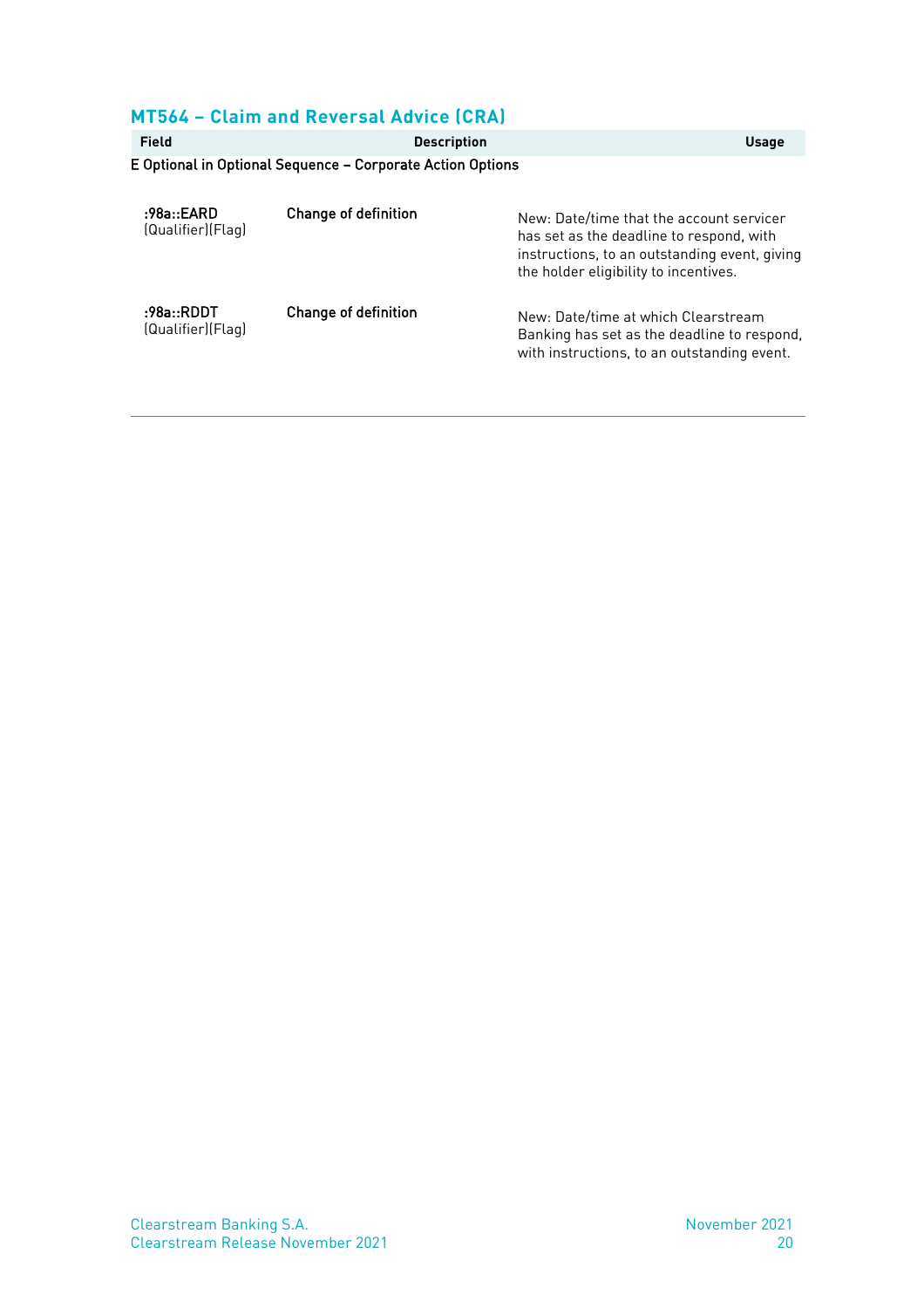## MT564 – Claim and Reversal Advice (CRA)

| Field | Description | Usage |
|---|---|---|
| **E Optional in Optional Sequence – Corporate Action Options** | | |
| **:98a::EARD** (Qualifier)(Flag) | **Change of definition** | New: Date/time that the account servicer has set as the deadline to respond, with instructions, to an outstanding event, giving the holder eligibility to incentives. |
| **:98a::RDDT** (Qualifier)(Flag) | **Change of definition** | New: Date/time at which Clearstream Banking has set as the deadline to respond, with instructions, to an outstanding event. |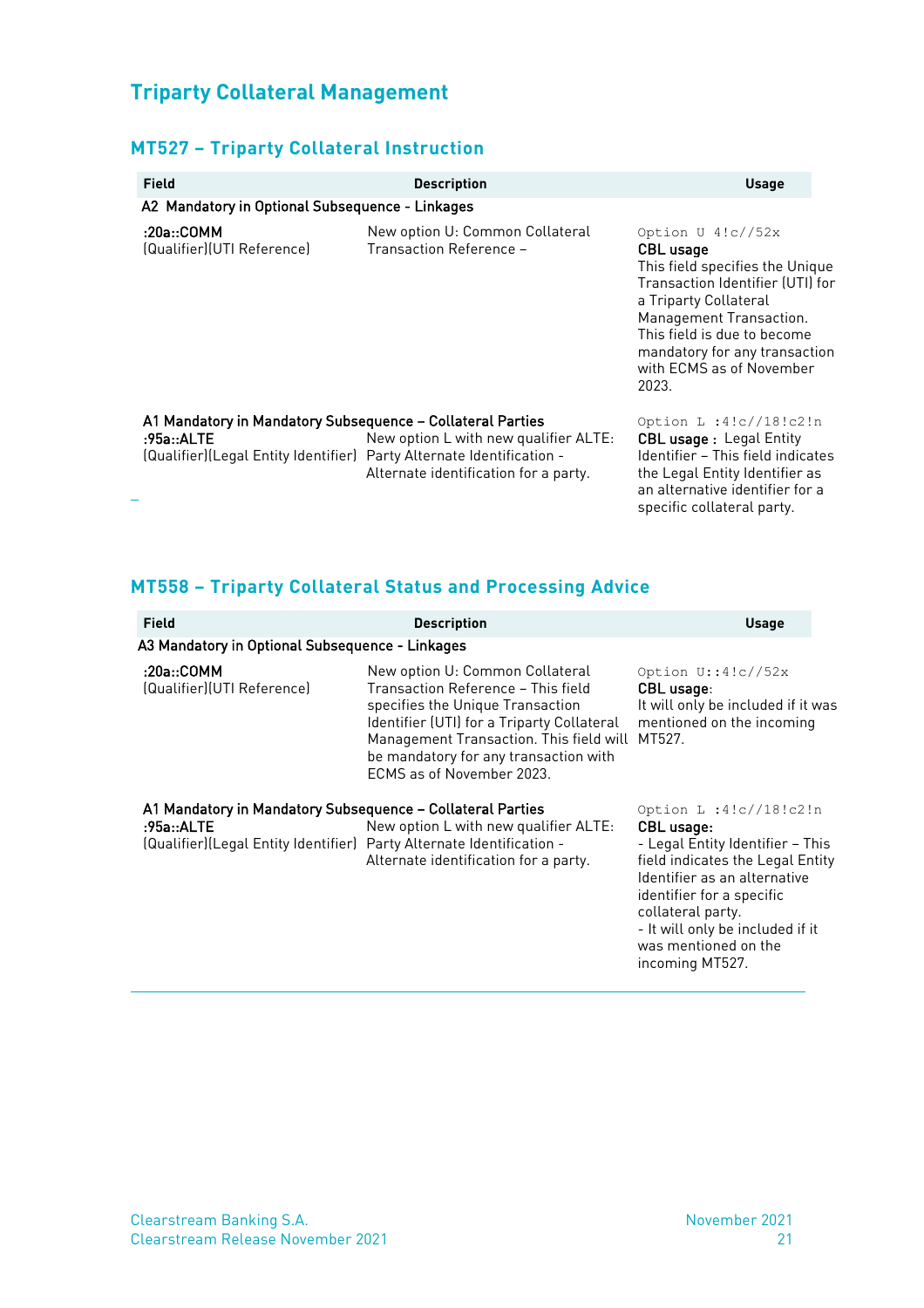# Triparty Collateral Management

## MT527 – Triparty Collateral Instruction

| Field | Description | Usage |
|---|---|---|
| **A2 Mandatory in Optional Subsequence - Linkages** | | |
| **:20a::COMM**<br>(Qualifier)(UTI Reference) | New option U: Common Collateral Transaction Reference – | `Option U 4!c//52x`<br>**CBL usage**<br>This field specifies the Unique Transaction Identifier (UTI) for a Triparty Collateral Management Transaction. This field is due to become mandatory for any transaction with ECMS as of November 2023. |
| **A1 Mandatory in Mandatory Subsequence – Collateral Parties**<br>**:95a::ALTE**<br>(Qualifier)(Legal Entity Identifier) | New option L with new qualifier ALTE: Party Alternate Identification - Alternate identification for a party. | `Option L :4!c//18!c2!n`<br>**CBL usage :** Legal Entity Identifier – This field indicates the Legal Entity Identifier as an alternative identifier for a specific collateral party. |

## MT558 – Triparty Collateral Status and Processing Advice

| Field | Description | Usage |
|---|---|---|
| **A3 Mandatory in Optional Subsequence - Linkages** | | |
| **:20a::COMM**<br>(Qualifier)(UTI Reference) | New option U: Common Collateral Transaction Reference – This field specifies the Unique Transaction Identifier (UTI) for a Triparty Collateral Management Transaction. This field will be mandatory for any transaction with ECMS as of November 2023. | `Option U::4!c//52x`<br>**CBL usage**:<br>It will only be included if it was mentioned on the incoming MT527. |
| **A1 Mandatory in Mandatory Subsequence – Collateral Parties**<br>**:95a::ALTE**<br>(Qualifier)(Legal Entity Identifier) | New option L with new qualifier ALTE: Party Alternate Identification - Alternate identification for a party. | `Option L :4!c//18!c2!n`<br>**CBL usage:**<br>- Legal Entity Identifier – This field indicates the Legal Entity Identifier as an alternative identifier for a specific collateral party.<br>- It will only be included if it was mentioned on the incoming MT527. |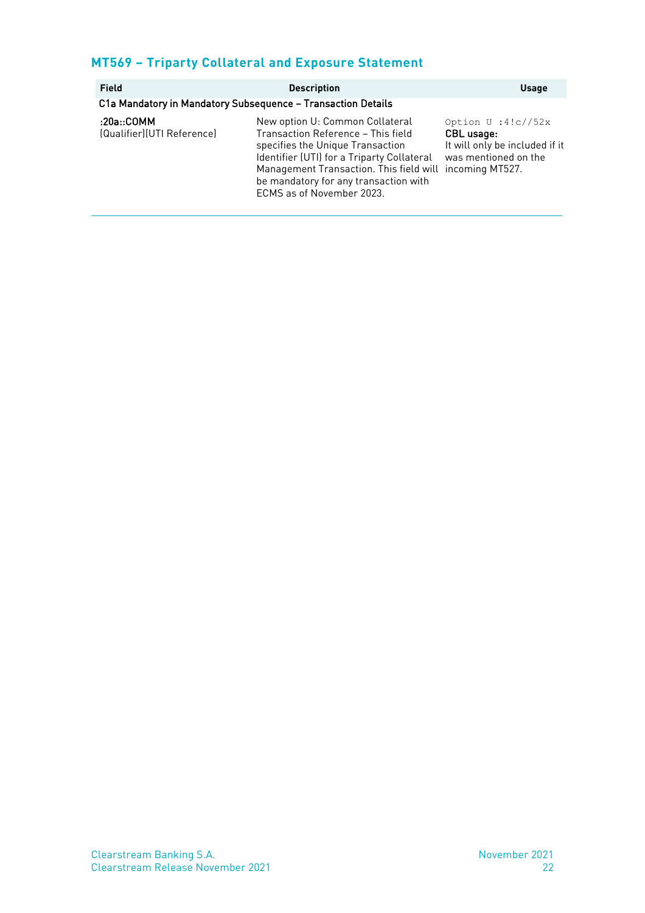## MT569 – Triparty Collateral and Exposure Statement

| Field | Description | Usage |
|---|---|---|
| **C1a Mandatory in Mandatory Subsequence – Transaction Details** | | |
| **:20a::COMM** (Qualifier)(UTI Reference) | New option U: Common Collateral Transaction Reference – This field specifies the Unique Transaction Identifier (UTI) for a Triparty Collateral Management Transaction. This field will be mandatory for any transaction with ECMS as of November 2023. | `Option U :4!c//52x` **CBL usage:** It will only be included if it was mentioned on the incoming MT527. |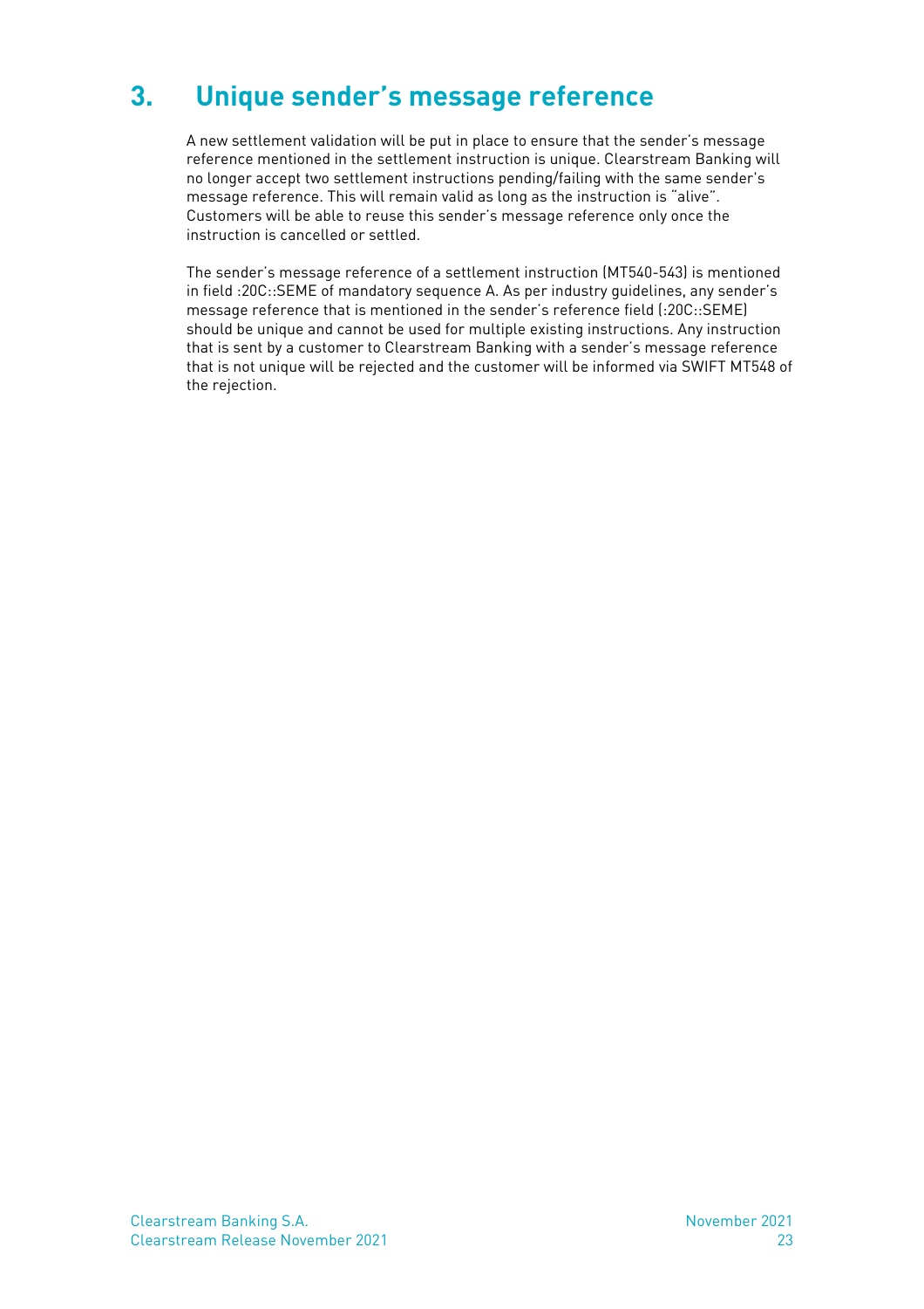# 3. Unique sender's message reference

A new settlement validation will be put in place to ensure that the sender's message reference mentioned in the settlement instruction is unique. Clearstream Banking will no longer accept two settlement instructions pending/failing with the same sender's message reference. This will remain valid as long as the instruction is "alive". Customers will be able to reuse this sender's message reference only once the instruction is cancelled or settled.

The sender's message reference of a settlement instruction (MT540-543) is mentioned in field :20C::SEME of mandatory sequence A. As per industry guidelines, any sender's message reference that is mentioned in the sender's reference field (:20C::SEME) should be unique and cannot be used for multiple existing instructions. Any instruction that is sent by a customer to Clearstream Banking with a sender's message reference that is not unique will be rejected and the customer will be informed via SWIFT MT548 of the rejection.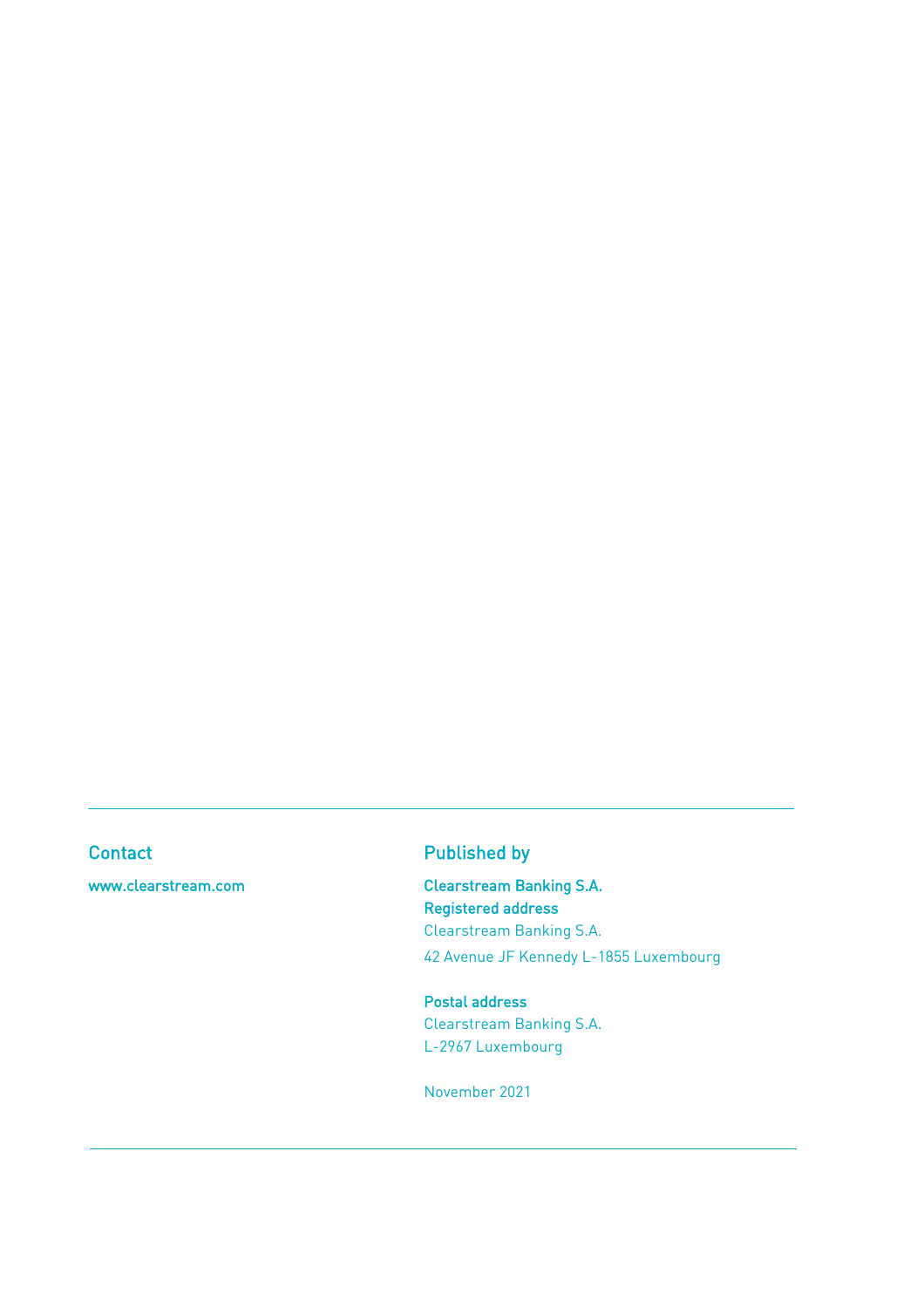## Contact

www.clearstream.com

## Published by

**Clearstream Banking S.A.**

**Registered address**

Clearstream Banking S.A.

42 Avenue JF Kennedy L-1855 Luxembourg

**Postal address**

Clearstream Banking S.A.

L-2967 Luxembourg

November 2021